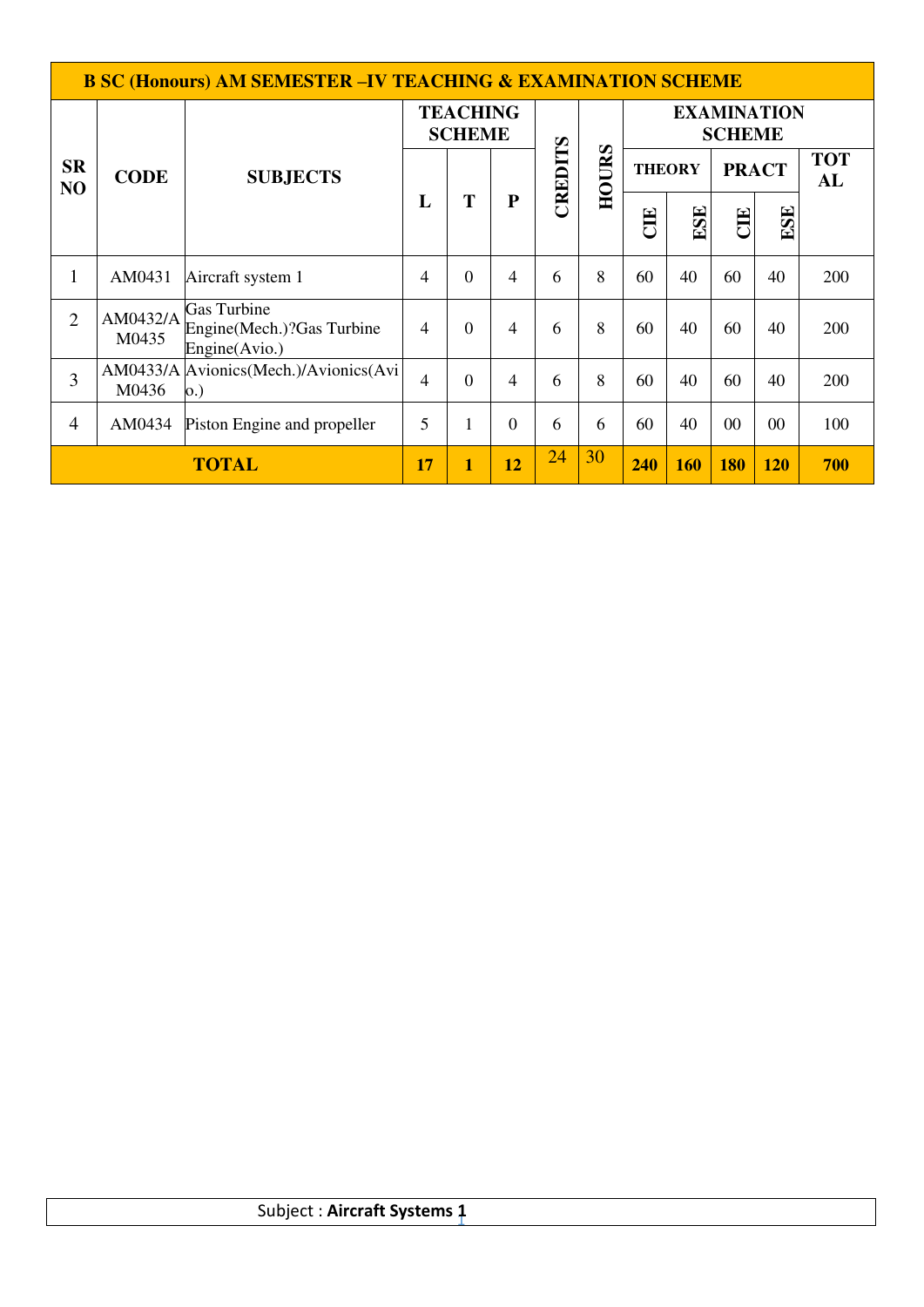| B SC (Honours) AM SEMESTER –IV TEACHING & EXAMINATION SCHEME | | | | | | | | | | | | |
|---|---|---|---|---|---|---|---|---|---|---|---|---|
| SR NO | CODE | SUBJECTS | TEACHING SCHEME | | | CREDITS | HOURS | EXAMINATION SCHEME | | | | |
| | | | L | T | P | | | THEORY | | PRACT | | TOTAL |
| | | | | | | | | CIE | ESE | CIE | ESE | |
| 1 | AM0431 | Aircraft system 1 | 4 | 0 | 4 | 6 | 8 | 60 | 40 | 60 | 40 | 200 |
| 2 | AM0432/AM0435 | Gas Turbine Engine(Mech.)?Gas Turbine Engine(Avio.) | 4 | 0 | 4 | 6 | 8 | 60 | 40 | 60 | 40 | 200 |
| 3 | AM0433/AM0436 | Avionics(Mech.)/Avionics(Avio.) | 4 | 0 | 4 | 6 | 8 | 60 | 40 | 60 | 40 | 200 |
| 4 | AM0434 | Piston Engine and propeller | 5 | 1 | 0 | 6 | 6 | 60 | 40 | 00 | 00 | 100 |
| **TOTAL** | | | **17** | **1** | **12** | 24 | 30 | **240** | **160** | **180** | **120** | **700** |

Subject : **Aircraft Systems 1**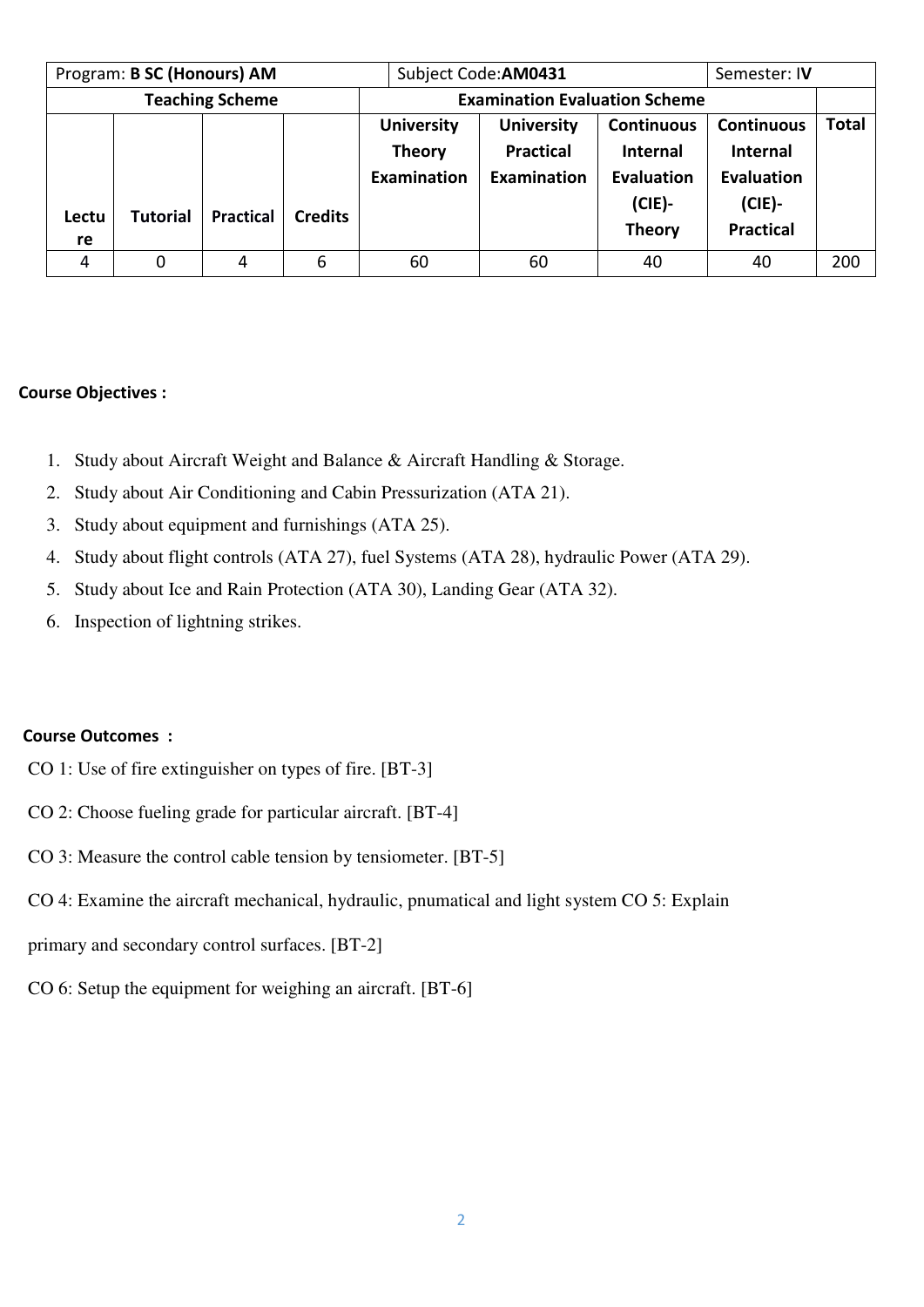| Program: **B SC (Honours) AM** | | | | Subject Code:**AM0431** | | | Semester: I**V** | |
|---|---|---|---|---|---|---|---|---|
| **Teaching Scheme** | | | | **Examination Evaluation Scheme** | | | | |
| **Lecture** | **Tutorial** | **Practical** | **Credits** | **University Theory Examination** | **University Practical Examination** | **Continuous Internal Evaluation (CIE)- Theory** | **Continuous Internal Evaluation (CIE)- Practical** | **Total** |
| 4 | 0 | 4 | 6 | 60 | 60 | 40 | 40 | 200 |

**Course Objectives :**

1. Study about Aircraft Weight and Balance & Aircraft Handling & Storage.
2. Study about Air Conditioning and Cabin Pressurization (ATA 21).
3. Study about equipment and furnishings (ATA 25).
4. Study about flight controls (ATA 27), fuel Systems (ATA 28), hydraulic Power (ATA 29).
5. Study about Ice and Rain Protection (ATA 30), Landing Gear (ATA 32).
6. Inspection of lightning strikes.

**Course Outcomes :**

CO 1: Use of fire extinguisher on types of fire. [BT-3]

CO 2: Choose fueling grade for particular aircraft. [BT-4]

CO 3: Measure the control cable tension by tensiometer. [BT-5]

CO 4: Examine the aircraft mechanical, hydraulic, pnumatical and light system CO 5: Explain primary and secondary control surfaces. [BT-2]

CO 6: Setup the equipment for weighing an aircraft. [BT-6]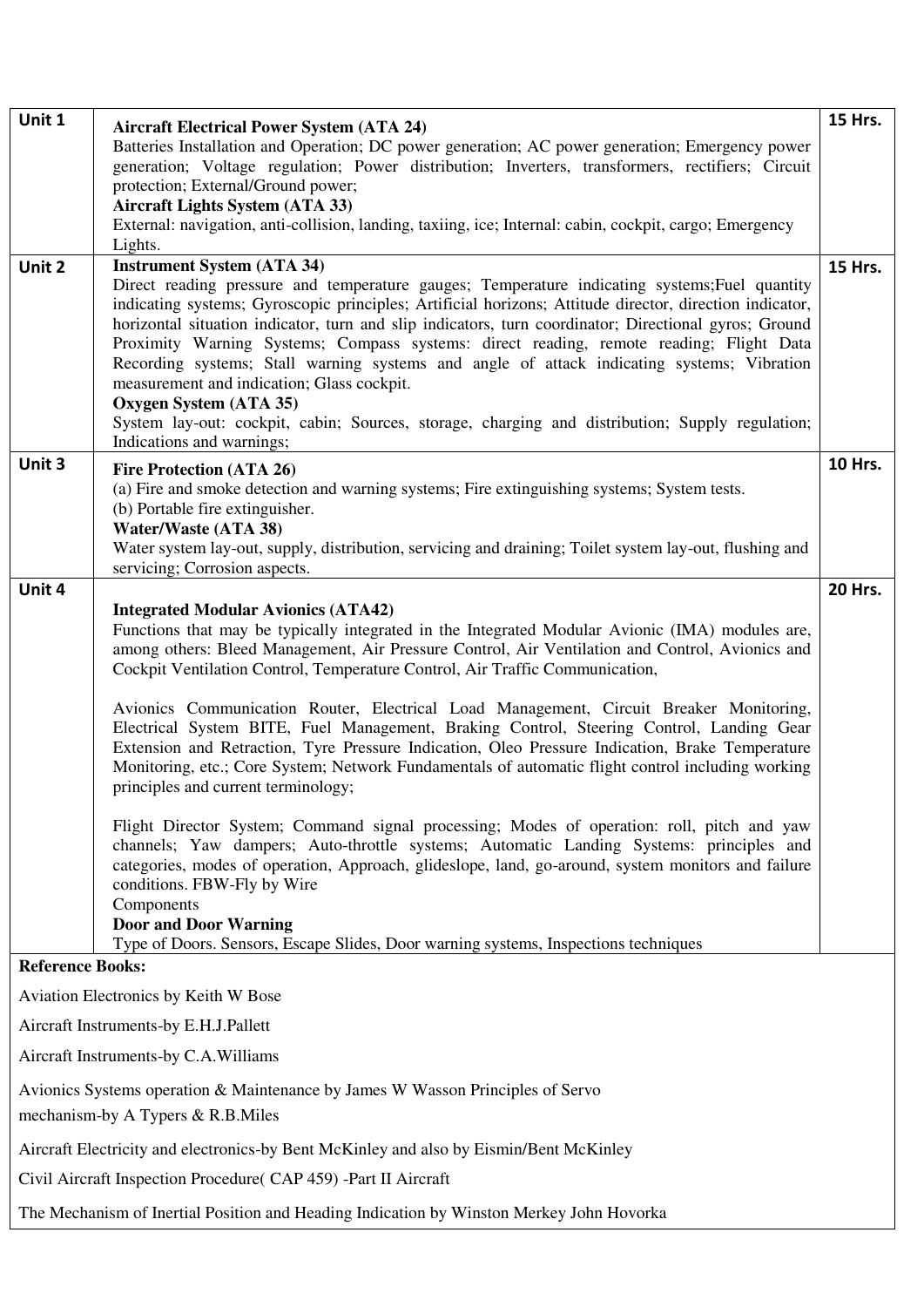| Unit | Content | Hours |
|---|---|---|
| Unit 1 | **Aircraft Electrical Power System (ATA 24)**<br>Batteries Installation and Operation; DC power generation; AC power generation; Emergency power generation; Voltage regulation; Power distribution; Inverters, transformers, rectifiers; Circuit protection; External/Ground power;<br>**Aircraft Lights System (ATA 33)**<br>External: navigation, anti-collision, landing, taxiing, ice; Internal: cabin, cockpit, cargo; Emergency Lights. | 15 Hrs. |
| Unit 2 | **Instrument System (ATA 34)**<br>Direct reading pressure and temperature gauges; Temperature indicating systems;Fuel quantity indicating systems; Gyroscopic principles; Artificial horizons; Attitude director, direction indicator, horizontal situation indicator, turn and slip indicators, turn coordinator; Directional gyros; Ground Proximity Warning Systems; Compass systems: direct reading, remote reading; Flight Data Recording systems; Stall warning systems and angle of attack indicating systems; Vibration measurement and indication; Glass cockpit.<br>**Oxygen System (ATA 35)**<br>System lay-out: cockpit, cabin; Sources, storage, charging and distribution; Supply regulation; Indications and warnings; | 15 Hrs. |
| Unit 3 | **Fire Protection (ATA 26)**<br>(a) Fire and smoke detection and warning systems; Fire extinguishing systems; System tests.<br>(b) Portable fire extinguisher.<br>**Water/Waste (ATA 38)**<br>Water system lay-out, supply, distribution, servicing and draining; Toilet system lay-out, flushing and servicing; Corrosion aspects. | 10 Hrs. |
| Unit 4 | **Integrated Modular Avionics (ATA42)**<br>Functions that may be typically integrated in the Integrated Modular Avionic (IMA) modules are, among others: Bleed Management, Air Pressure Control, Air Ventilation and Control, Avionics and Cockpit Ventilation Control, Temperature Control, Air Traffic Communication,<br><br>Avionics Communication Router, Electrical Load Management, Circuit Breaker Monitoring, Electrical System BITE, Fuel Management, Braking Control, Steering Control, Landing Gear Extension and Retraction, Tyre Pressure Indication, Oleo Pressure Indication, Brake Temperature Monitoring, etc.; Core System; Network Fundamentals of automatic flight control including working principles and current terminology;<br><br>Flight Director System; Command signal processing; Modes of operation: roll, pitch and yaw channels; Yaw dampers; Auto-throttle systems; Automatic Landing Systems: principles and categories, modes of operation, Approach, glideslope, land, go-around, system monitors and failure conditions. FBW-Fly by Wire<br>Components<br>**Door and Door Warning**<br>Type of Doors. Sensors, Escape Slides, Door warning systems, Inspections techniques | 20 Hrs. |

**Reference Books:**

Aviation Electronics by Keith W Bose

Aircraft Instruments-by E.H.J.Pallett

Aircraft Instruments-by C.A.Williams

Avionics Systems operation & Maintenance by James W Wasson Principles of Servo mechanism-by A Typers & R.B.Miles

Aircraft Electricity and electronics-by Bent McKinley and also by Eismin/Bent McKinley

Civil Aircraft Inspection Procedure( CAP 459) -Part II Aircraft

The Mechanism of Inertial Position and Heading Indication by Winston Merkey John Hovorka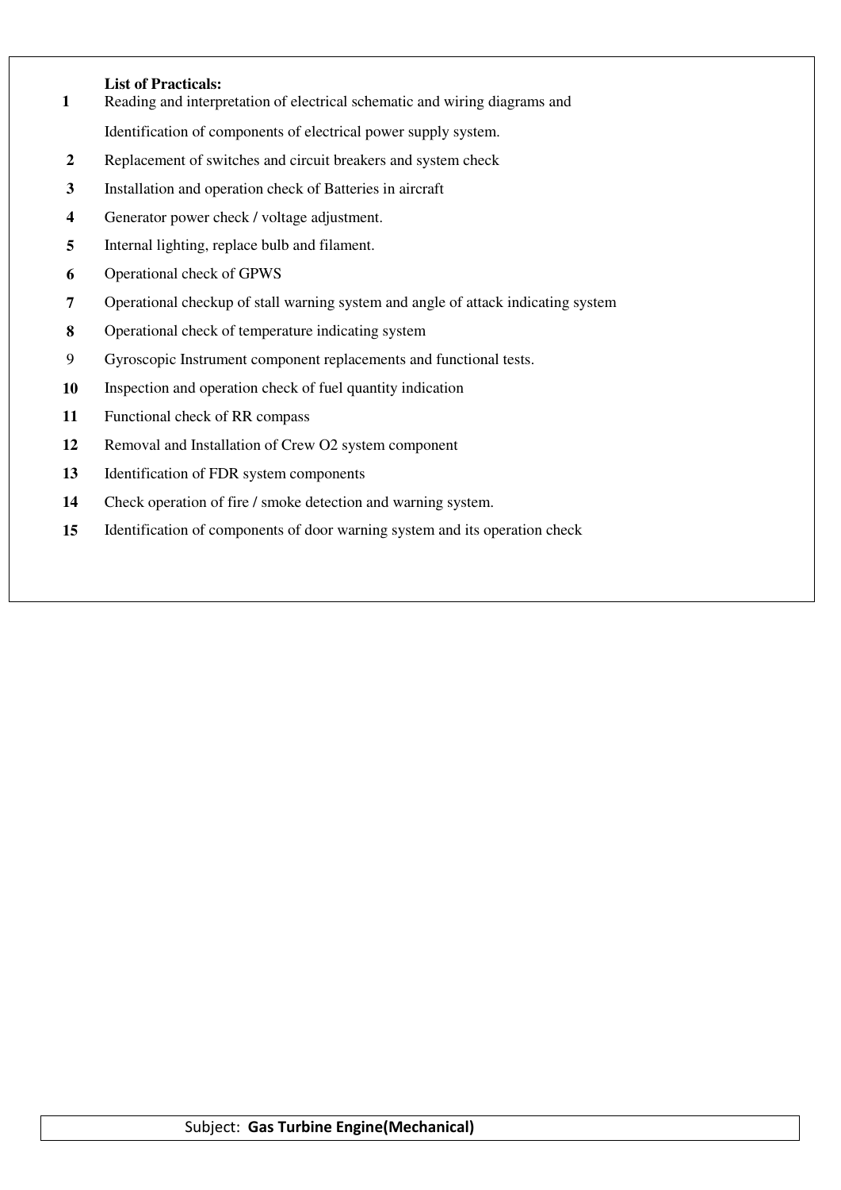**List of Practicals:**

1. Reading and interpretation of electrical schematic and wiring diagrams and Identification of components of electrical power supply system.
2. Replacement of switches and circuit breakers and system check
3. Installation and operation check of Batteries in aircraft
4. Generator power check / voltage adjustment.
5. Internal lighting, replace bulb and filament.
6. Operational check of GPWS
7. Operational checkup of stall warning system and angle of attack indicating system
8. Operational check of temperature indicating system
9. Gyroscopic Instrument component replacements and functional tests.
10. Inspection and operation check of fuel quantity indication
11. Functional check of RR compass
12. Removal and Installation of Crew O2 system component
13. Identification of FDR system components
14. Check operation of fire / smoke detection and warning system.
15. Identification of components of door warning system and its operation check

Subject: **Gas Turbine Engine(Mechanical)**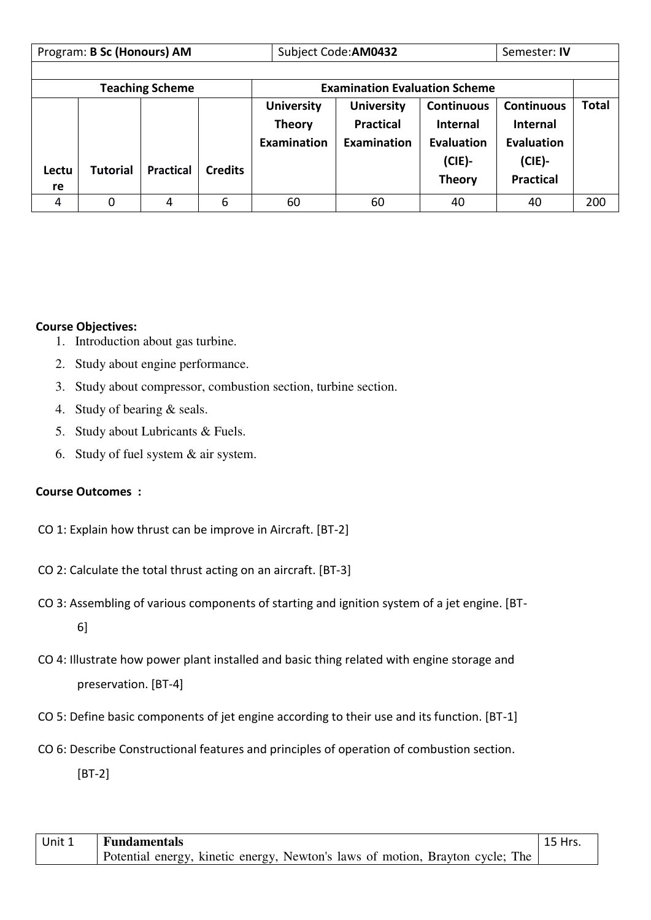| Program: **B Sc (Honours) AM** | | | | Subject Code:**AM0432** | | Semester: **IV** | | |
|---|---|---|---|---|---|---|---|---|
| **Teaching Scheme** | | | | **Examination Evaluation Scheme** | | | | |
| **Lecture** | **Tutorial** | **Practical** | **Credits** | **University Theory Examination** | **University Practical Examination** | **Continuous Internal Evaluation (CIE)- Theory** | **Continuous Internal Evaluation (CIE)- Practical** | **Total** |
| 4 | 0 | 4 | 6 | 60 | 60 | 40 | 40 | 200 |

**Course Objectives:**

1. Introduction about gas turbine.
2. Study about engine performance.
3. Study about compressor, combustion section, turbine section.
4. Study of bearing & seals.
5. Study about Lubricants & Fuels.
6. Study of fuel system & air system.

**Course Outcomes :**

CO 1: Explain how thrust can be improve in Aircraft. [BT-2]

CO 2: Calculate the total thrust acting on an aircraft. [BT-3]

CO 3: Assembling of various components of starting and ignition system of a jet engine. [BT-6]

CO 4: Illustrate how power plant installed and basic thing related with engine storage and preservation. [BT-4]

CO 5: Define basic components of jet engine according to their use and its function. [BT-1]

CO 6: Describe Constructional features and principles of operation of combustion section. [BT-2]

| Unit 1 | **Fundamentals**<br>Potential energy, kinetic energy, Newton's laws of motion, Brayton cycle; The | 15 Hrs. |
|---|---|---|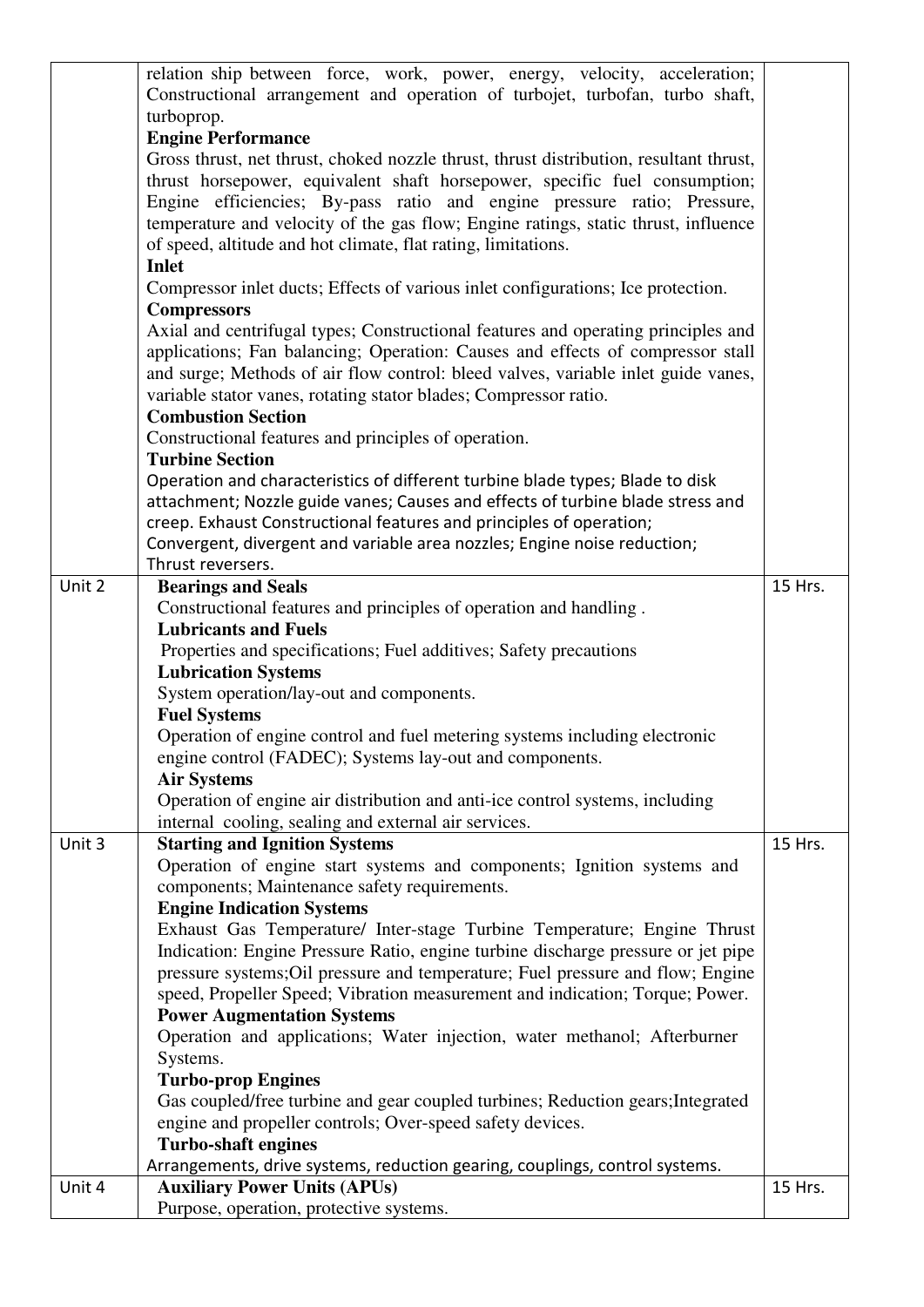| | | |
|---|---|---|
| | relation ship between force, work, power, energy, velocity, acceleration; Constructional arrangement and operation of turbojet, turbofan, turbo shaft, turboprop.<br>**Engine Performance**<br>Gross thrust, net thrust, choked nozzle thrust, thrust distribution, resultant thrust, thrust horsepower, equivalent shaft horsepower, specific fuel consumption; Engine efficiencies; By-pass ratio and engine pressure ratio; Pressure, temperature and velocity of the gas flow; Engine ratings, static thrust, influence of speed, altitude and hot climate, flat rating, limitations.<br>**Inlet**<br>Compressor inlet ducts; Effects of various inlet configurations; Ice protection.<br>**Compressors**<br>Axial and centrifugal types; Constructional features and operating principles and applications; Fan balancing; Operation: Causes and effects of compressor stall and surge; Methods of air flow control: bleed valves, variable inlet guide vanes, variable stator vanes, rotating stator blades; Compressor ratio.<br>**Combustion Section**<br>Constructional features and principles of operation.<br>**Turbine Section**<br>Operation and characteristics of different turbine blade types; Blade to disk attachment; Nozzle guide vanes; Causes and effects of turbine blade stress and creep. Exhaust Constructional features and principles of operation; Convergent, divergent and variable area nozzles; Engine noise reduction; Thrust reversers. | |
| Unit 2 | **Bearings and Seals**<br>Constructional features and principles of operation and handling .<br>**Lubricants and Fuels**<br>Properties and specifications; Fuel additives; Safety precautions<br>**Lubrication Systems**<br>System operation/lay-out and components.<br>**Fuel Systems**<br>Operation of engine control and fuel metering systems including electronic engine control (FADEC); Systems lay-out and components.<br>**Air Systems**<br>Operation of engine air distribution and anti-ice control systems, including internal cooling, sealing and external air services. | 15 Hrs. |
| Unit 3 | **Starting and Ignition Systems**<br>Operation of engine start systems and components; Ignition systems and components; Maintenance safety requirements.<br>**Engine Indication Systems**<br>Exhaust Gas Temperature/ Inter-stage Turbine Temperature; Engine Thrust Indication: Engine Pressure Ratio, engine turbine discharge pressure or jet pipe pressure systems;Oil pressure and temperature; Fuel pressure and flow; Engine speed, Propeller Speed; Vibration measurement and indication; Torque; Power.<br>**Power Augmentation Systems**<br>Operation and applications; Water injection, water methanol; Afterburner Systems.<br>**Turbo-prop Engines**<br>Gas coupled/free turbine and gear coupled turbines; Reduction gears;Integrated engine and propeller controls; Over-speed safety devices.<br>**Turbo-shaft engines**<br>Arrangements, drive systems, reduction gearing, couplings, control systems. | 15 Hrs. |
| Unit 4 | **Auxiliary Power Units (APUs)**<br>Purpose, operation, protective systems. | 15 Hrs. |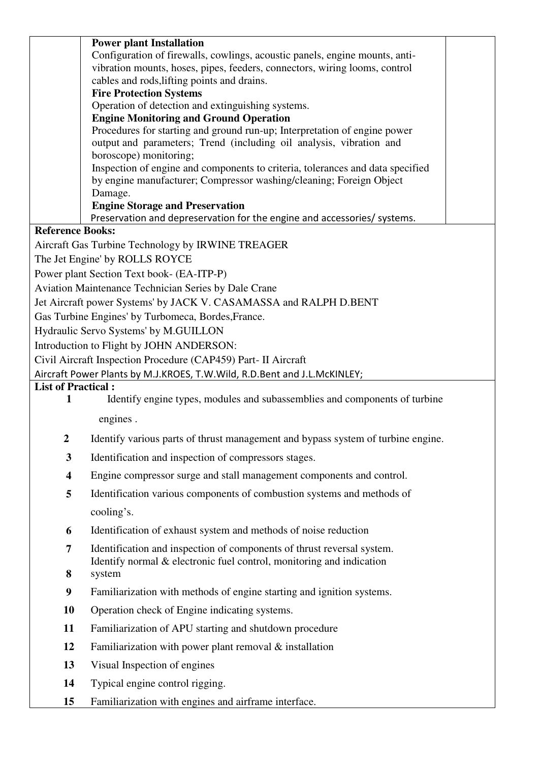**Power plant Installation**

Configuration of firewalls, cowlings, acoustic panels, engine mounts, anti-vibration mounts, hoses, pipes, feeders, connectors, wiring looms, control cables and rods,lifting points and drains.

**Fire Protection Systems**

Operation of detection and extinguishing systems.

**Engine Monitoring and Ground Operation**

Procedures for starting and ground run-up; Interpretation of engine power output and parameters; Trend (including oil analysis, vibration and boroscope) monitoring;

Inspection of engine and components to criteria, tolerances and data specified by engine manufacturer; Compressor washing/cleaning; Foreign Object Damage.

**Engine Storage and Preservation**

Preservation and depreservation for the engine and accessories/ systems.

**Reference Books:**

Aircraft Gas Turbine Technology by IRWINE TREAGER

The Jet Engine' by ROLLS ROYCE

Power plant Section Text book- (EA-ITP-P)

Aviation Maintenance Technician Series by Dale Crane

Jet Aircraft power Systems' by JACK V. CASAMASSA and RALPH D.BENT

Gas Turbine Engines' by Turbomeca, Bordes,France.

Hydraulic Servo Systems' by M.GUILLON

Introduction to Flight by JOHN ANDERSON:

Civil Aircraft Inspection Procedure (CAP459) Part- II Aircraft

Aircraft Power Plants by M.J.KROES, T.W.Wild, R.D.Bent and J.L.McKINLEY;

**List of Practical :**

1. Identify engine types, modules and subassemblies and components of turbine engines .
2. Identify various parts of thrust management and bypass system of turbine engine.
3. Identification and inspection of compressors stages.
4. Engine compressor surge and stall management components and control.
5. Identification various components of combustion systems and methods of cooling's.
6. Identification of exhaust system and methods of noise reduction
7. Identification and inspection of components of thrust reversal system.
8. Identify normal & electronic fuel control, monitoring and indication system
9. Familiarization with methods of engine starting and ignition systems.
10. Operation check of Engine indicating systems.
11. Familiarization of APU starting and shutdown procedure
12. Familiarization with power plant removal & installation
13. Visual Inspection of engines
14. Typical engine control rigging.
15. Familiarization with engines and airframe interface.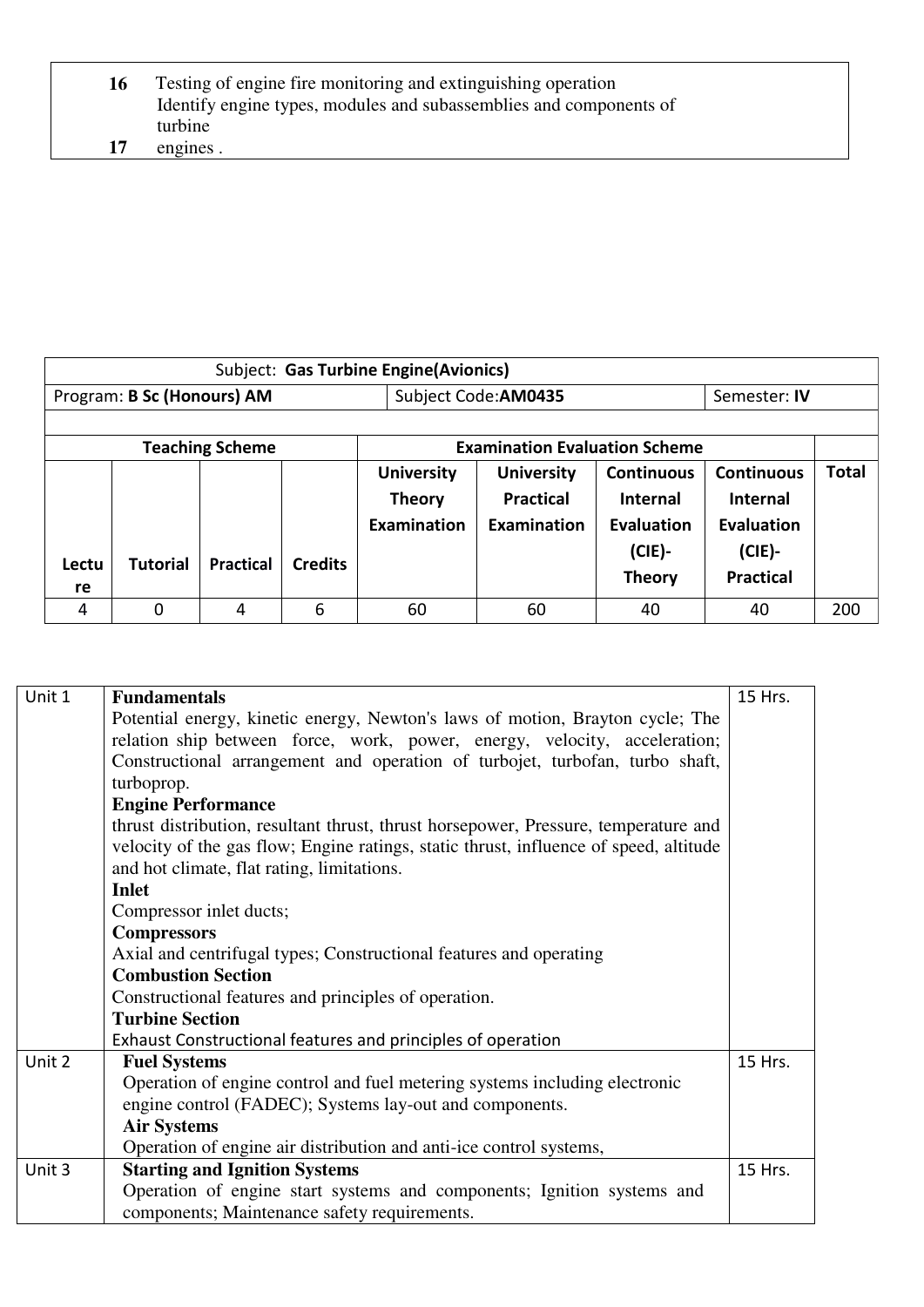| | |
|---|---|
| **16** | Testing of engine fire monitoring and extinguishing operation |
| **17** | Identify engine types, modules and subassemblies and components of turbine engines . |

| Subject: **Gas Turbine Engine(Avionics)** | | | | | | | | |
|---|---|---|---|---|---|---|---|---|
| Program: **B Sc (Honours) AM** | | | | Subject Code:**AM0435** | | | Semester: **IV** | |
| | | | | | | | | |
| **Teaching Scheme** | | | | **Examination Evaluation Scheme** | | | | |
| **Lecture** | **Tutorial** | **Practical** | **Credits** | **University Theory Examination** | **University Practical Examination** | **Continuous Internal Evaluation (CIE)- Theory** | **Continuous Internal Evaluation (CIE)- Practical** | **Total** |
| 4 | 0 | 4 | 6 | 60 | 60 | 40 | 40 | 200 |

| | | |
|---|---|---|
| Unit 1 | **Fundamentals**<br>Potential energy, kinetic energy, Newton's laws of motion, Brayton cycle; The relation ship between force, work, power, energy, velocity, acceleration; Constructional arrangement and operation of turbojet, turbofan, turbo shaft, turboprop.<br>**Engine Performance**<br>thrust distribution, resultant thrust, thrust horsepower, Pressure, temperature and velocity of the gas flow; Engine ratings, static thrust, influence of speed, altitude and hot climate, flat rating, limitations.<br>**Inlet**<br>Compressor inlet ducts;<br>**Compressors**<br>Axial and centrifugal types; Constructional features and operating<br>**Combustion Section**<br>Constructional features and principles of operation.<br>**Turbine Section**<br>Exhaust Constructional features and principles of operation | 15 Hrs. |
| Unit 2 | **Fuel Systems**<br>Operation of engine control and fuel metering systems including electronic engine control (FADEC); Systems lay-out and components.<br>**Air Systems**<br>Operation of engine air distribution and anti-ice control systems, | 15 Hrs. |
| Unit 3 | **Starting and Ignition Systems**<br>Operation of engine start systems and components; Ignition systems and components; Maintenance safety requirements. | 15 Hrs. |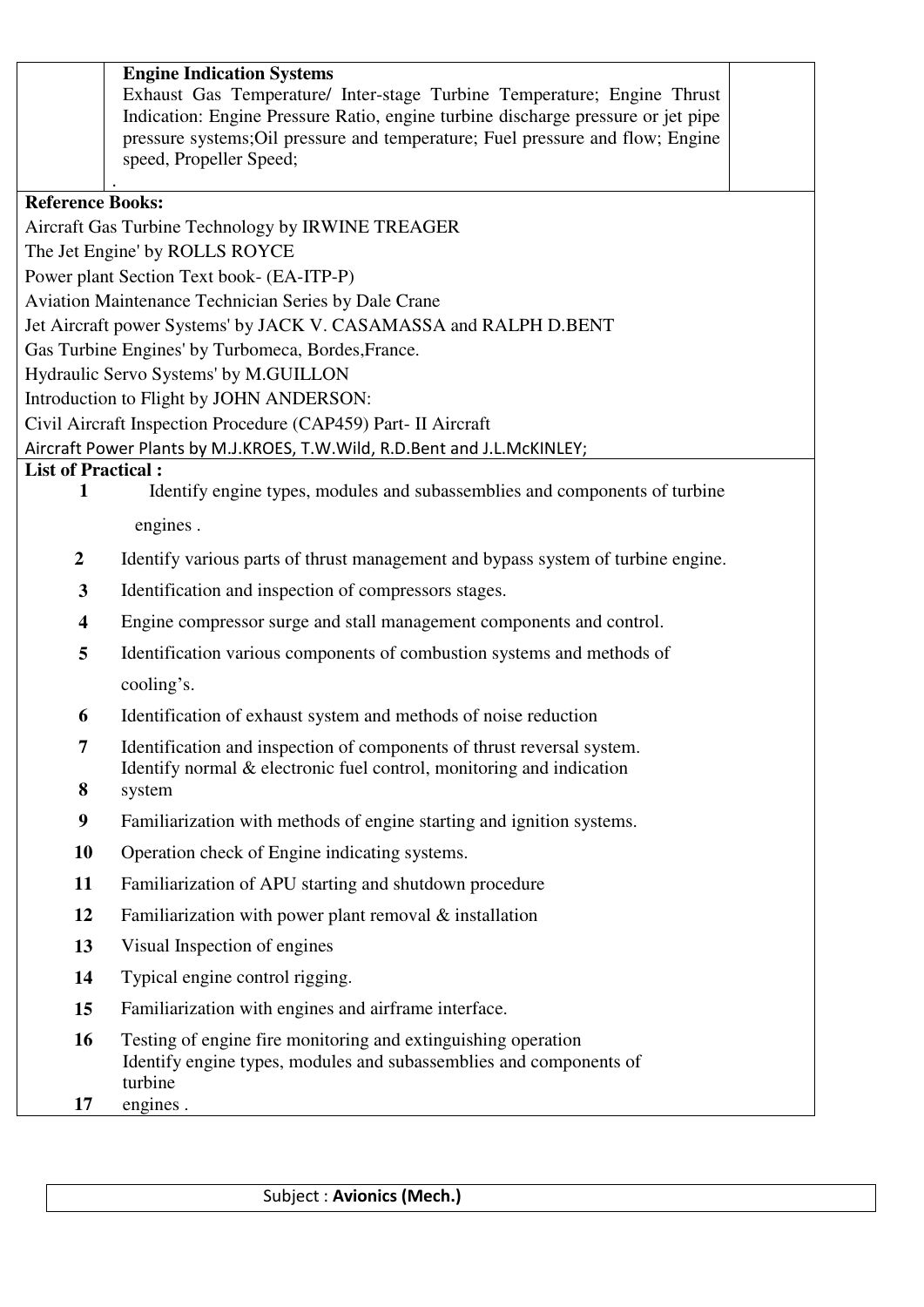| | **Engine Indication Systems**<br>Exhaust Gas Temperature/ Inter-stage Turbine Temperature; Engine Thrust Indication: Engine Pressure Ratio, engine turbine discharge pressure or jet pipe pressure systems;Oil pressure and temperature; Fuel pressure and flow; Engine speed, Propeller Speed;<br>. | |
|---|---|---|

**Reference Books:**

Aircraft Gas Turbine Technology by IRWINE TREAGER
The Jet Engine' by ROLLS ROYCE
Power plant Section Text book- (EA-ITP-P)
Aviation Maintenance Technician Series by Dale Crane
Jet Aircraft power Systems' by JACK V. CASAMASSA and RALPH D.BENT
Gas Turbine Engines' by Turbomeca, Bordes,France.
Hydraulic Servo Systems' by M.GUILLON
Introduction to Flight by JOHN ANDERSON:
Civil Aircraft Inspection Procedure (CAP459) Part- II Aircraft
Aircraft Power Plants by M.J.KROES, T.W.Wild, R.D.Bent and J.L.McKINLEY;

**List of Practical :**

| | |
|---|---|
| **1** | Identify engine types, modules and subassemblies and components of turbine engines . |
| **2** | Identify various parts of thrust management and bypass system of turbine engine. |
| **3** | Identification and inspection of compressors stages. |
| **4** | Engine compressor surge and stall management components and control. |
| **5** | Identification various components of combustion systems and methods of cooling's. |
| **6** | Identification of exhaust system and methods of noise reduction |
| **7** | Identification and inspection of components of thrust reversal system. |
| **8** | Identify normal & electronic fuel control, monitoring and indication system |
| **9** | Familiarization with methods of engine starting and ignition systems. |
| **10** | Operation check of Engine indicating systems. |
| **11** | Familiarization of APU starting and shutdown procedure |
| **12** | Familiarization with power plant removal & installation |
| **13** | Visual Inspection of engines |
| **14** | Typical engine control rigging. |
| **15** | Familiarization with engines and airframe interface. |
| **16** | Testing of engine fire monitoring and extinguishing operation |
| **17** | Identify engine types, modules and subassemblies and components of turbine engines . |

Subject : **Avionics (Mech.)**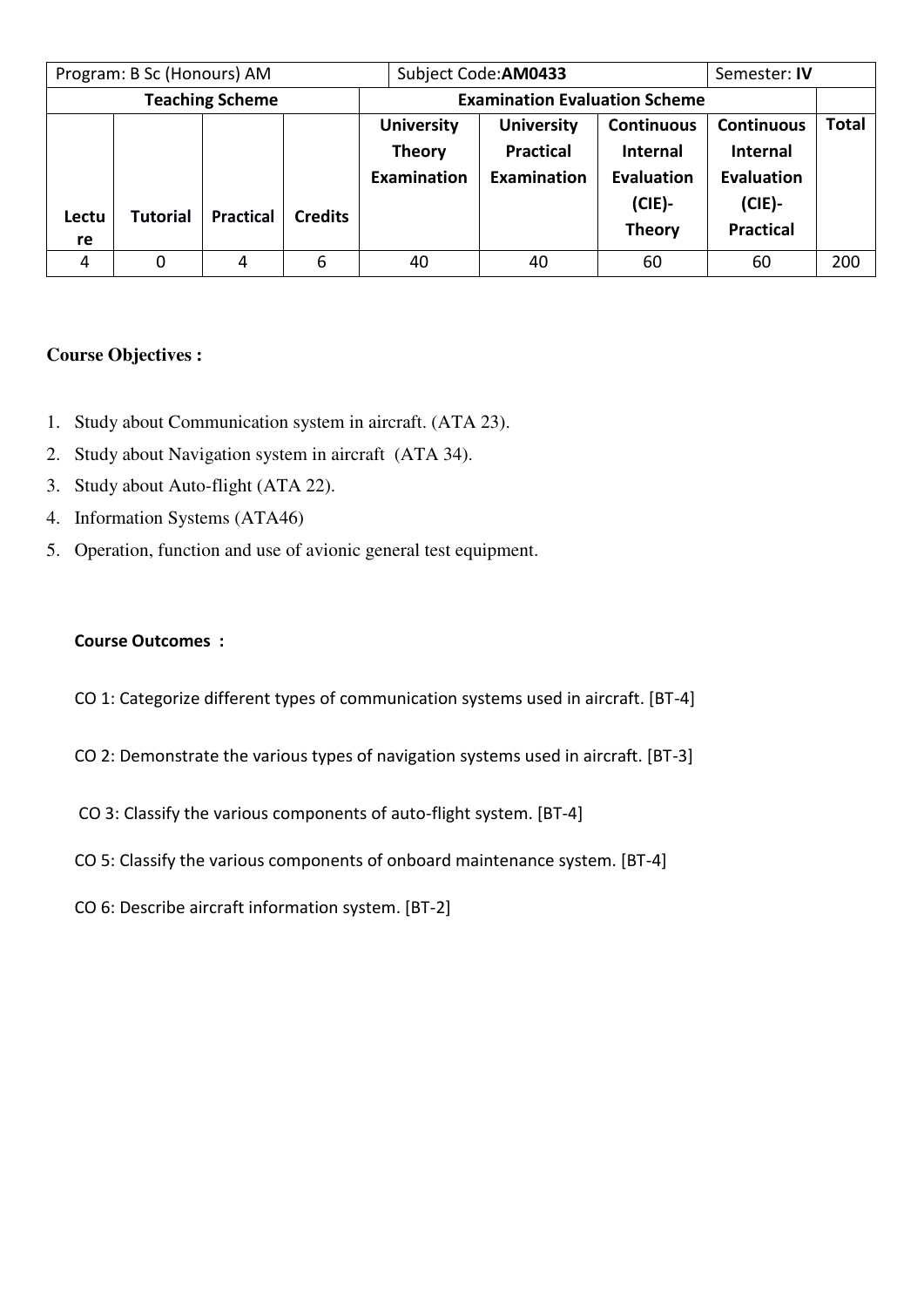| Program: B Sc (Honours) AM | | | | Subject Code:**AM0433** | | | Semester: **IV** | |
|---|---|---|---|---|---|---|---|---|
| **Teaching Scheme** | | | | **Examination Evaluation Scheme** | | | | |
| **Lecture** | **Tutorial** | **Practical** | **Credits** | **University Theory Examination** | **University Practical Examination** | **Continuous Internal Evaluation (CIE)- Theory** | **Continuous Internal Evaluation (CIE)- Practical** | **Total** |
| 4 | 0 | 4 | 6 | 40 | 40 | 60 | 60 | 200 |

**Course Objectives :**

1. Study about Communication system in aircraft. (ATA 23).
2. Study about Navigation system in aircraft (ATA 34).
3. Study about Auto-flight (ATA 22).
4. Information Systems (ATA46)
5. Operation, function and use of avionic general test equipment.

**Course Outcomes :**

CO 1: Categorize different types of communication systems used in aircraft. [BT-4]

CO 2: Demonstrate the various types of navigation systems used in aircraft. [BT-3]

CO 3: Classify the various components of auto-flight system. [BT-4]

CO 5: Classify the various components of onboard maintenance system. [BT-4]

CO 6: Describe aircraft information system. [BT-2]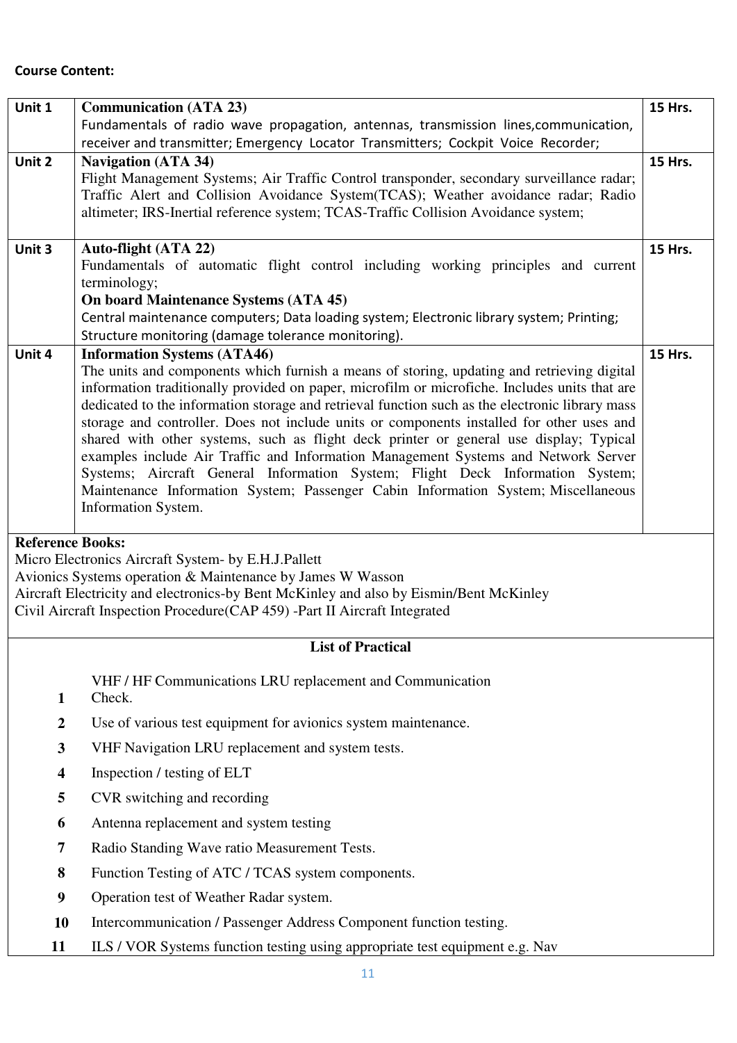**Course Content:**

| Unit | Content | Hours |
|---|---|---|
| Unit 1 | **Communication (ATA 23)**<br>Fundamentals of radio wave propagation, antennas, transmission lines,communication, receiver and transmitter; Emergency Locator Transmitters; Cockpit Voice Recorder; | 15 Hrs. |
| Unit 2 | **Navigation (ATA 34)**<br>Flight Management Systems; Air Traffic Control transponder, secondary surveillance radar; Traffic Alert and Collision Avoidance System(TCAS); Weather avoidance radar; Radio altimeter; IRS-Inertial reference system; TCAS-Traffic Collision Avoidance system; | 15 Hrs. |
| Unit 3 | **Auto-flight (ATA 22)**<br>Fundamentals of automatic flight control including working principles and current terminology;<br>**On board Maintenance Systems (ATA 45)**<br>Central maintenance computers; Data loading system; Electronic library system; Printing; Structure monitoring (damage tolerance monitoring). | 15 Hrs. |
| Unit 4 | **Information Systems (ATA46)**<br>The units and components which furnish a means of storing, updating and retrieving digital information traditionally provided on paper, microfilm or microfiche. Includes units that are dedicated to the information storage and retrieval function such as the electronic library mass storage and controller. Does not include units or components installed for other uses and shared with other systems, such as flight deck printer or general use display; Typical examples include Air Traffic and Information Management Systems and Network Server Systems; Aircraft General Information System; Flight Deck Information System; Maintenance Information System; Passenger Cabin Information System; Miscellaneous Information System. | 15 Hrs. |

**Reference Books:**

Micro Electronics Aircraft System- by E.H.J.Pallett
Avionics Systems operation & Maintenance by James W Wasson
Aircraft Electricity and electronics-by Bent McKinley and also by Eismin/Bent McKinley
Civil Aircraft Inspection Procedure(CAP 459) -Part II Aircraft Integrated

**List of Practical**

1. VHF / HF Communications LRU replacement and Communication Check.
2. Use of various test equipment for avionics system maintenance.
3. VHF Navigation LRU replacement and system tests.
4. Inspection / testing of ELT
5. CVR switching and recording
6. Antenna replacement and system testing
7. Radio Standing Wave ratio Measurement Tests.
8. Function Testing of ATC / TCAS system components.
9. Operation test of Weather Radar system.
10. Intercommunication / Passenger Address Component function testing.
11. ILS / VOR Systems function testing using appropriate test equipment e.g. Nav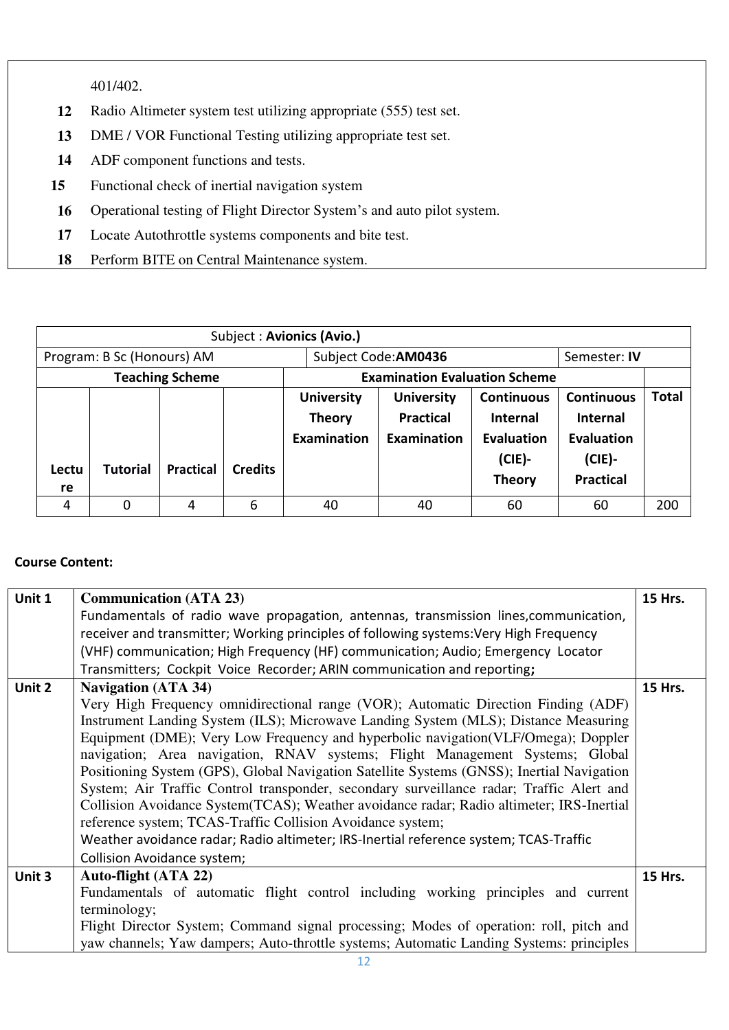| | |
|---|---|
| | 401/402. |
| 12 | Radio Altimeter system test utilizing appropriate (555) test set. |
| 13 | DME / VOR Functional Testing utilizing appropriate test set. |
| 14 | ADF component functions and tests. |
| 15 | Functional check of inertial navigation system |
| 16 | Operational testing of Flight Director System's and auto pilot system. |
| 17 | Locate Autothrottle systems components and bite test. |
| 18 | Perform BITE on Central Maintenance system. |

| Subject : **Avionics (Avio.)** | | | | | | | | |
|---|---|---|---|---|---|---|---|---|
| Program: B Sc (Honours) AM | | | | Subject Code:**AM0436** | | | Semester: **IV** | |
| **Teaching Scheme** | | | | **Examination Evaluation Scheme** | | | | |
| **Lecture** | **Tutorial** | **Practical** | **Credits** | **University Theory Examination** | **University Practical Examination** | **Continuous Internal Evaluation (CIE)- Theory** | **Continuous Internal Evaluation (CIE)- Practical** | **Total** |
| 4 | 0 | 4 | 6 | 40 | 40 | 60 | 60 | 200 |

**Course Content:**

| | | |
|---|---|---|
| Unit 1 | **Communication (ATA 23)**<br>Fundamentals of radio wave propagation, antennas, transmission lines,communication, receiver and transmitter; Working principles of following systems:Very High Frequency (VHF) communication; High Frequency (HF) communication; Audio; Emergency Locator Transmitters; Cockpit Voice Recorder; ARIN communication and reporting**;** | 15 Hrs. |
| Unit 2 | **Navigation (ATA 34)**<br>Very High Frequency omnidirectional range (VOR); Automatic Direction Finding (ADF) Instrument Landing System (ILS); Microwave Landing System (MLS); Distance Measuring Equipment (DME); Very Low Frequency and hyperbolic navigation(VLF/Omega); Doppler navigation; Area navigation, RNAV systems; Flight Management Systems; Global Positioning System (GPS), Global Navigation Satellite Systems (GNSS); Inertial Navigation System; Air Traffic Control transponder, secondary surveillance radar; Traffic Alert and Collision Avoidance System(TCAS); Weather avoidance radar; Radio altimeter; IRS-Inertial reference system; TCAS-Traffic Collision Avoidance system;<br>Weather avoidance radar; Radio altimeter; IRS-Inertial reference system; TCAS-Traffic Collision Avoidance system; | 15 Hrs. |
| Unit 3 | **Auto-flight (ATA 22)**<br>Fundamentals of automatic flight control including working principles and current terminology;<br>Flight Director System; Command signal processing; Modes of operation: roll, pitch and yaw channels; Yaw dampers; Auto-throttle systems; Automatic Landing Systems: principles | 15 Hrs. |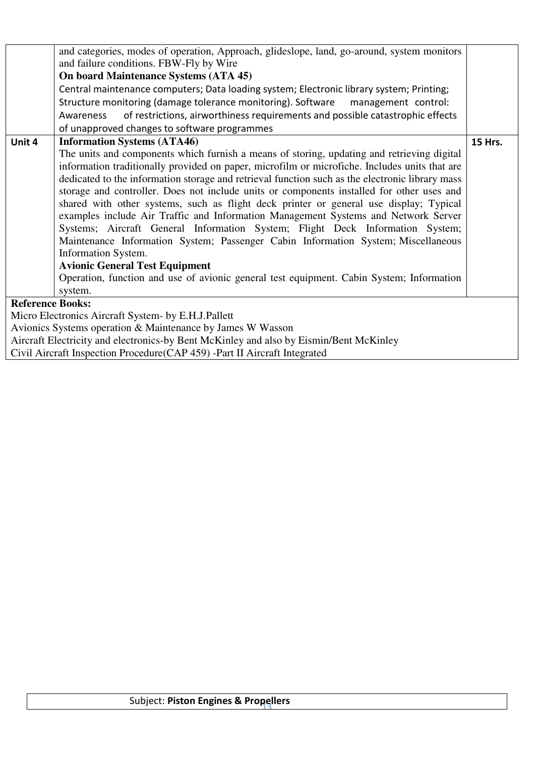| | | |
|---|---|---|
| | and categories, modes of operation, Approach, glideslope, land, go-around, system monitors and failure conditions. FBW-Fly by Wire<br>**On board Maintenance Systems (ATA 45)**<br>Central maintenance computers; Data loading system; Electronic library system; Printing; Structure monitoring (damage tolerance monitoring). Software management control: Awareness of restrictions, airworthiness requirements and possible catastrophic effects of unapproved changes to software programmes | |
| **Unit 4** | **Information Systems (ATA46)**<br>The units and components which furnish a means of storing, updating and retrieving digital information traditionally provided on paper, microfilm or microfiche. Includes units that are dedicated to the information storage and retrieval function such as the electronic library mass storage and controller. Does not include units or components installed for other uses and shared with other systems, such as flight deck printer or general use display; Typical examples include Air Traffic and Information Management Systems and Network Server Systems; Aircraft General Information System; Flight Deck Information System; Maintenance Information System; Passenger Cabin Information System; Miscellaneous Information System.<br>**Avionic General Test Equipment**<br>Operation, function and use of avionic general test equipment. Cabin System; Information system. | **15 Hrs.** |

**Reference Books:**

Micro Electronics Aircraft System- by E.H.J.Pallett

Avionics Systems operation & Maintenance by James W Wasson

Aircraft Electricity and electronics-by Bent McKinley and also by Eismin/Bent McKinley

Civil Aircraft Inspection Procedure(CAP 459) -Part II Aircraft Integrated

Subject: **Piston Engines & Propellers**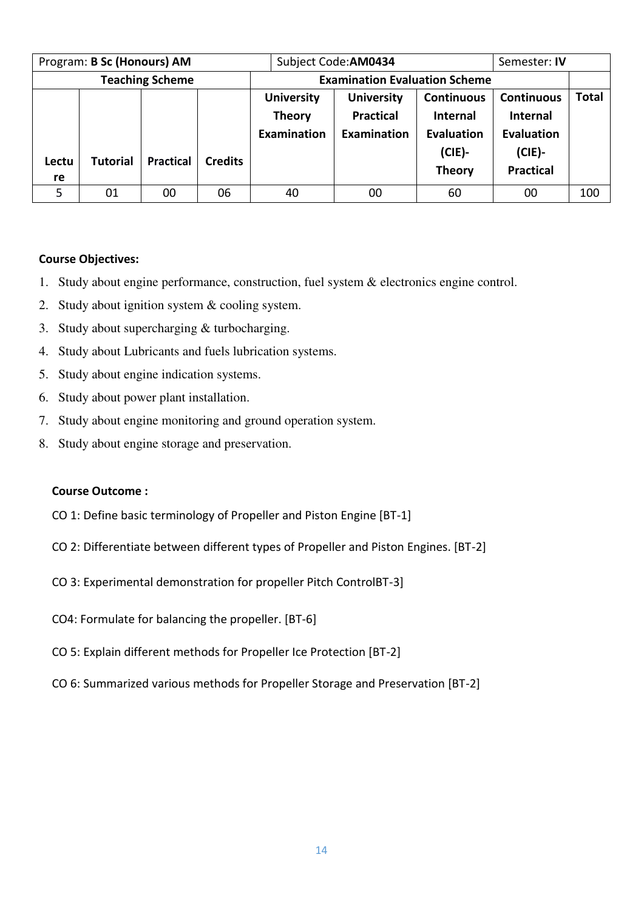| Program: **B Sc (Honours) AM** | | | | Subject Code:**AM0434** | | | Semester: **IV** | |
|---|---|---|---|---|---|---|---|---|
| **Teaching Scheme** | | | | **Examination Evaluation Scheme** | | | | |
| **Lecture** | **Tutorial** | **Practical** | **Credits** | **University Theory Examination** | **University Practical Examination** | **Continuous Internal Evaluation (CIE)- Theory** | **Continuous Internal Evaluation (CIE)- Practical** | **Total** |
| 5 | 01 | 00 | 06 | 40 | 00 | 60 | 00 | 100 |

**Course Objectives:**

1. Study about engine performance, construction, fuel system & electronics engine control.
2. Study about ignition system & cooling system.
3. Study about supercharging & turbocharging.
4. Study about Lubricants and fuels lubrication systems.
5. Study about engine indication systems.
6. Study about power plant installation.
7. Study about engine monitoring and ground operation system.
8. Study about engine storage and preservation.

**Course Outcome :**

CO 1: Define basic terminology of Propeller and Piston Engine [BT-1]

CO 2: Differentiate between different types of Propeller and Piston Engines. [BT-2]

CO 3: Experimental demonstration for propeller Pitch ControlBT-3]

CO4: Formulate for balancing the propeller. [BT-6]

CO 5: Explain different methods for Propeller Ice Protection [BT-2]

CO 6: Summarized various methods for Propeller Storage and Preservation [BT-2]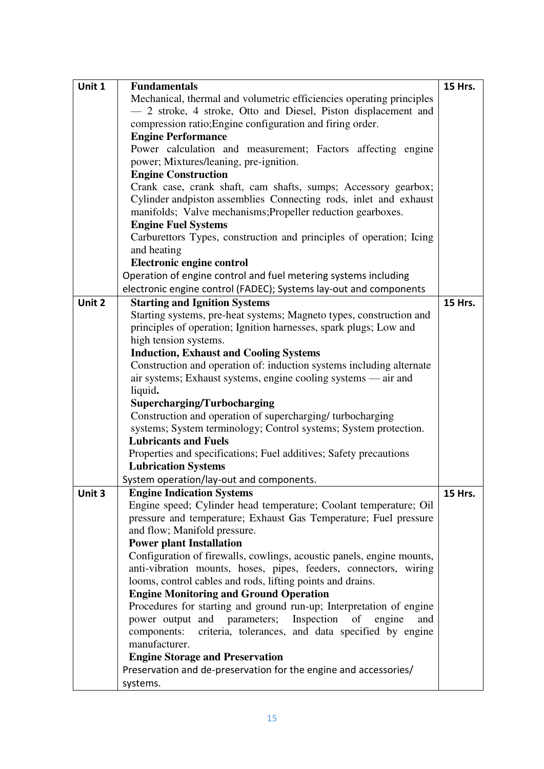| Unit | Content | Hours |
|---|---|---|
| **Unit 1** | **Fundamentals**<br>Mechanical, thermal and volumetric efficiencies operating principles — 2 stroke, 4 stroke, Otto and Diesel, Piston displacement and compression ratio;Engine configuration and firing order.<br>**Engine Performance**<br>Power calculation and measurement; Factors affecting engine power; Mixtures/leaning, pre-ignition.<br>**Engine Construction**<br>Crank case, crank shaft, cam shafts, sumps; Accessory gearbox; Cylinder andpiston assemblies Connecting rods, inlet and exhaust manifolds; Valve mechanisms;Propeller reduction gearboxes.<br>**Engine Fuel Systems**<br>Carburettors Types, construction and principles of operation; Icing and heating<br>**Electronic engine control**<br>Operation of engine control and fuel metering systems including electronic engine control (FADEC); Systems lay-out and components | **15 Hrs.** |
| **Unit 2** | **Starting and Ignition Systems**<br>Starting systems, pre-heat systems; Magneto types, construction and principles of operation; Ignition harnesses, spark plugs; Low and high tension systems.<br>**Induction, Exhaust and Cooling Systems**<br>Construction and operation of: induction systems including alternate air systems; Exhaust systems, engine cooling systems — air and liquid**.**<br>**Supercharging/Turbocharging**<br>Construction and operation of supercharging/ turbocharging systems; System terminology; Control systems; System protection.<br>**Lubricants and Fuels**<br>Properties and specifications; Fuel additives; Safety precautions<br>**Lubrication Systems**<br>System operation/lay-out and components. | **15 Hrs.** |
| **Unit 3** | **Engine Indication Systems**<br>Engine speed; Cylinder head temperature; Coolant temperature; Oil pressure and temperature; Exhaust Gas Temperature; Fuel pressure and flow; Manifold pressure.<br>**Power plant Installation**<br>Configuration of firewalls, cowlings, acoustic panels, engine mounts, anti-vibration mounts, hoses, pipes, feeders, connectors, wiring looms, control cables and rods, lifting points and drains.<br>**Engine Monitoring and Ground Operation**<br>Procedures for starting and ground run-up; Interpretation of engine power output and parameters; Inspection of engine and components: criteria, tolerances, and data specified by engine manufacturer.<br>**Engine Storage and Preservation**<br>Preservation and de-preservation for the engine and accessories/ systems. | **15 Hrs.** |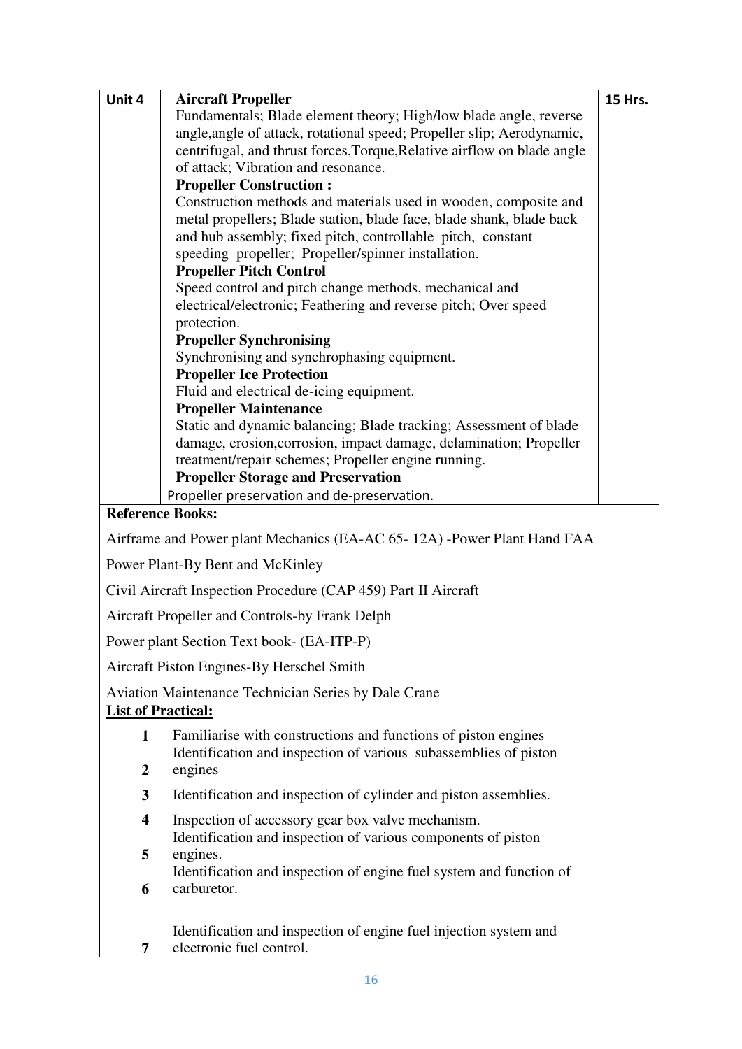| Unit 4 | **Aircraft Propeller**<br>Fundamentals; Blade element theory; High/low blade angle, reverse angle,angle of attack, rotational speed; Propeller slip; Aerodynamic, centrifugal, and thrust forces,Torque,Relative airflow on blade angle of attack; Vibration and resonance.<br>**Propeller Construction :**<br>Construction methods and materials used in wooden, composite and metal propellers; Blade station, blade face, blade shank, blade back and hub assembly; fixed pitch, controllable pitch, constant speeding propeller; Propeller/spinner installation.<br>**Propeller Pitch Control**<br>Speed control and pitch change methods, mechanical and electrical/electronic; Feathering and reverse pitch; Over speed protection.<br>**Propeller Synchronising**<br>Synchronising and synchrophasing equipment.<br>**Propeller Ice Protection**<br>Fluid and electrical de-icing equipment.<br>**Propeller Maintenance**<br>Static and dynamic balancing; Blade tracking; Assessment of blade damage, erosion,corrosion, impact damage, delamination; Propeller treatment/repair schemes; Propeller engine running.<br>**Propeller Storage and Preservation**<br>Propeller preservation and de-preservation. | 15 Hrs. |
|---|---|---|

**Reference Books:**

Airframe and Power plant Mechanics (EA-AC 65- 12A) -Power Plant Hand FAA

Power Plant-By Bent and McKinley

Civil Aircraft Inspection Procedure (CAP 459) Part II Aircraft

Aircraft Propeller and Controls-by Frank Delph

Power plant Section Text book- (EA-ITP-P)

Aircraft Piston Engines-By Herschel Smith

Aviation Maintenance Technician Series by Dale Crane

**List of Practical:**

| | |
|---|---|
| **1** | Familiarise with constructions and functions of piston engines |
| **2** | Identification and inspection of various subassemblies of piston engines |
| **3** | Identification and inspection of cylinder and piston assemblies. |
| **4** | Inspection of accessory gear box valve mechanism. |
| **5** | Identification and inspection of various components of piston engines. |
| **6** | Identification and inspection of engine fuel system and function of carburetor. |
| **7** | Identification and inspection of engine fuel injection system and electronic fuel control. |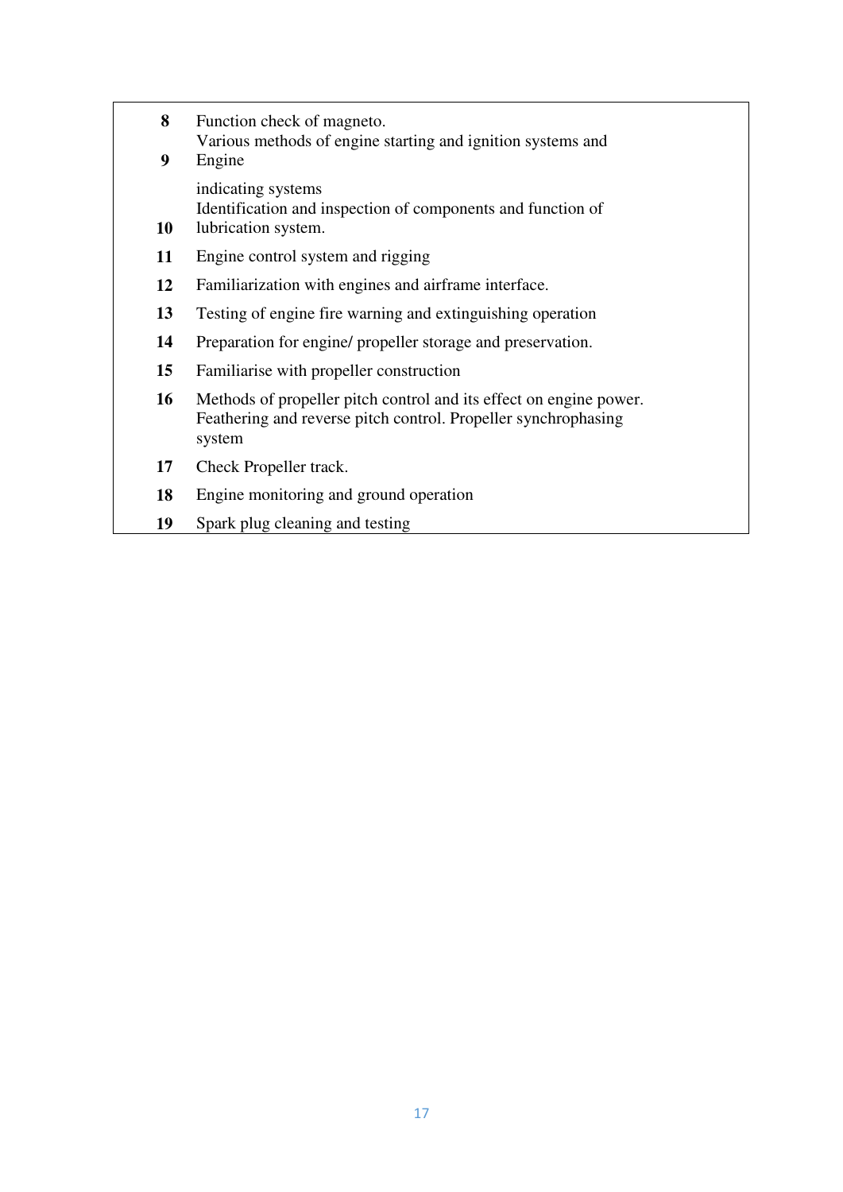| | |
|---|---|
| **8** | Function check of magneto. |
| **9** | Various methods of engine starting and ignition systems and Engine indicating systems |
| **10** | Identification and inspection of components and function of lubrication system. |
| **11** | Engine control system and rigging |
| **12** | Familiarization with engines and airframe interface. |
| **13** | Testing of engine fire warning and extinguishing operation |
| **14** | Preparation for engine/ propeller storage and preservation. |
| **15** | Familiarise with propeller construction |
| **16** | Methods of propeller pitch control and its effect on engine power. Feathering and reverse pitch control. Propeller synchrophasing system |
| **17** | Check Propeller track. |
| **18** | Engine monitoring and ground operation |
| **19** | Spark plug cleaning and testing |